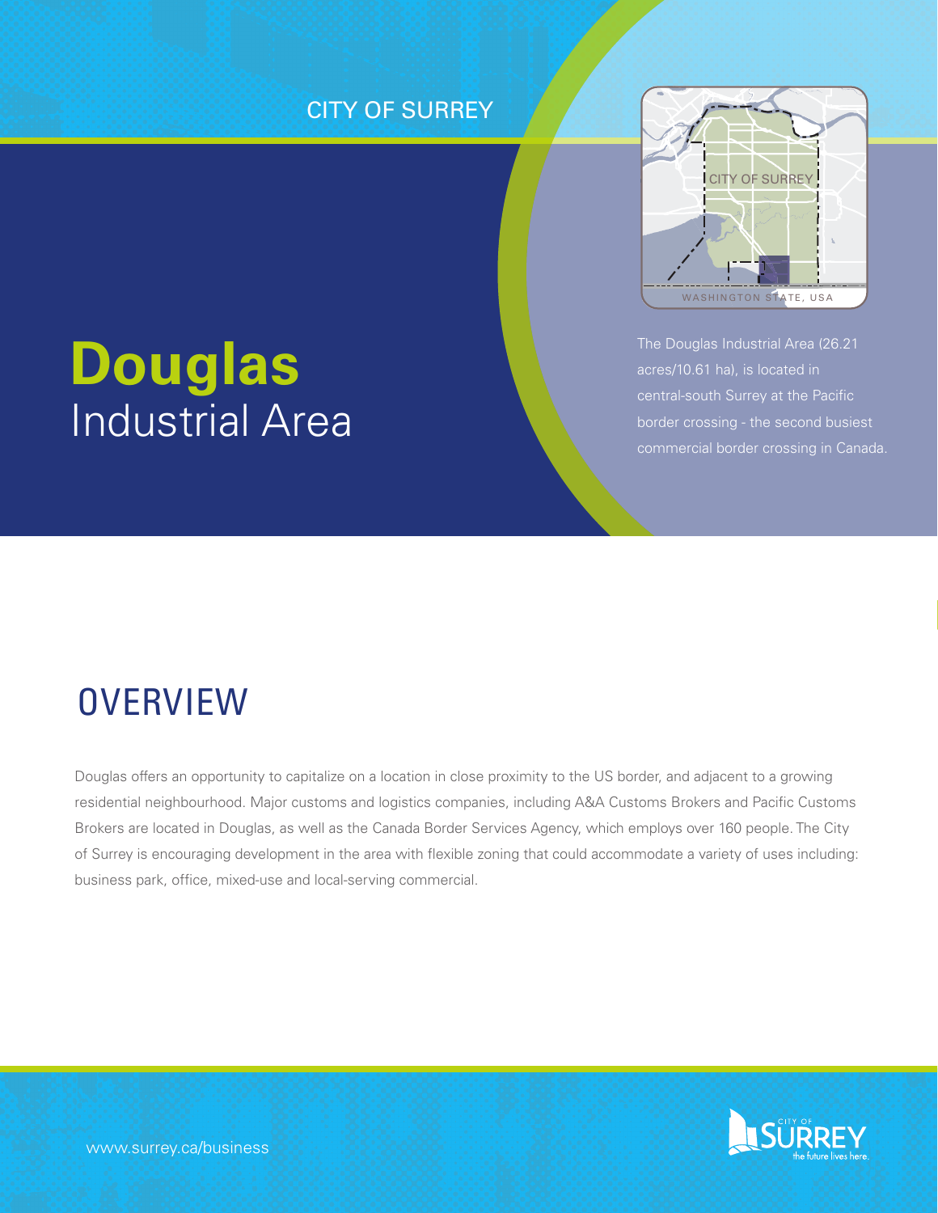CITY OF SURREY

# Douglas
Industrial Area

The Douglas Industrial Area (26.21 acres/10.61 ha), is located in central-south Surrey at the Pacific border crossing - the second busiest commercial border crossing in Canada.

## OVERVIEW

Douglas offers an opportunity to capitalize on a location in close proximity to the US border, and adjacent to a growing residential neighbourhood. Major customs and logistics companies, including A&A Customs Brokers and Pacific Customs Brokers are located in Douglas, as well as the Canada Border Services Agency, which employs over 160 people. The City of Surrey is encouraging development in the area with flexible zoning that could accommodate a variety of uses including: business park, office, mixed-use and local-serving commercial.

www.surrey.ca/business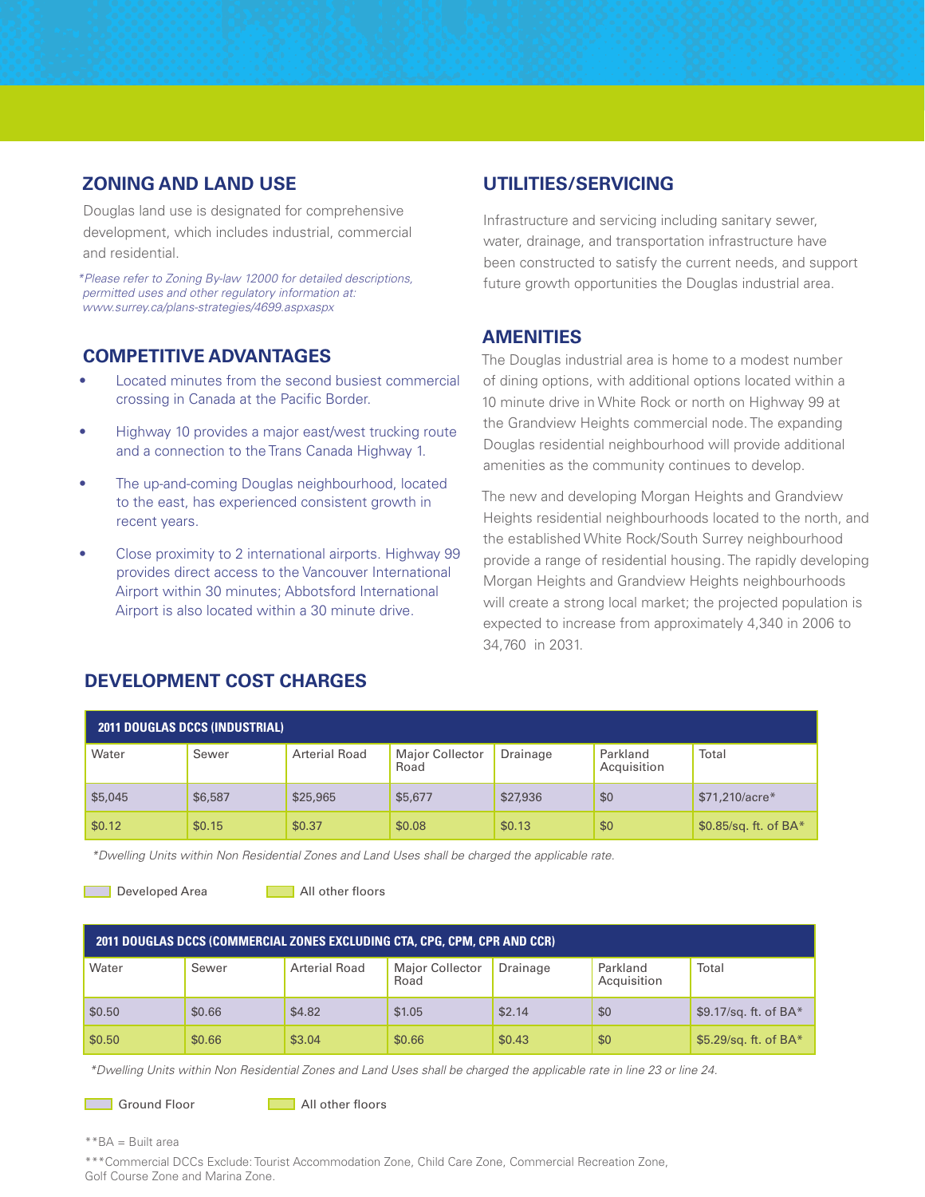## ZONING AND LAND USE

Douglas land use is designated for comprehensive development, which includes industrial, commercial and residential.

*\*Please refer to Zoning By-law 12000 for detailed descriptions, permitted uses and other regulatory information at: www.surrey.ca/plans-strategies/4699.aspxaspx*

## COMPETITIVE ADVANTAGES

- Located minutes from the second busiest commercial crossing in Canada at the Pacific Border.
- Highway 10 provides a major east/west trucking route and a connection to the Trans Canada Highway 1.
- The up-and-coming Douglas neighbourhood, located to the east, has experienced consistent growth in recent years.
- Close proximity to 2 international airports. Highway 99 provides direct access to the Vancouver International Airport within 30 minutes; Abbotsford International Airport is also located within a 30 minute drive.

## UTILITIES/SERVICING

Infrastructure and servicing including sanitary sewer, water, drainage, and transportation infrastructure have been constructed to satisfy the current needs, and support future growth opportunities the Douglas industrial area.

## AMENITIES

The Douglas industrial area is home to a modest number of dining options, with additional options located within a 10 minute drive in White Rock or north on Highway 99 at the Grandview Heights commercial node. The expanding Douglas residential neighbourhood will provide additional amenities as the community continues to develop.

The new and developing Morgan Heights and Grandview Heights residential neighbourhoods located to the north, and the established White Rock/South Surrey neighbourhood provide a range of residential housing. The rapidly developing Morgan Heights and Grandview Heights neighbourhoods will create a strong local market; the projected population is expected to increase from approximately 4,340 in 2006 to 34,760 in 2031.

## DEVELOPMENT COST CHARGES

**2011 DOUGLAS DCCS (INDUSTRIAL)**

| Water | Sewer | Arterial Road | Major Collector Road | Drainage | Parkland Acquisition | Total |
|---|---|---|---|---|---|---|
| $5,045 | $6,587 | $25,965 | $5,677 | $27,936 | $0 | $71,210/acre* |
| $0.12 | $0.15 | $0.37 | $0.08 | $0.13 | $0 | $0.85/sq. ft. of BA* |

*\*Dwelling Units within Non Residential Zones and Land Uses shall be charged the applicable rate.*

Developed Area | All other floors

**2011 DOUGLAS DCCS (COMMERCIAL ZONES EXCLUDING CTA, CPG, CPM, CPR AND CCR)**

| Water | Sewer | Arterial Road | Major Collector Road | Drainage | Parkland Acquisition | Total |
|---|---|---|---|---|---|---|
| $0.50 | $0.66 | $4.82 | $1.05 | $2.14 | $0 | $9.17/sq. ft. of BA* |
| $0.50 | $0.66 | $3.04 | $0.66 | $0.43 | $0 | $5.29/sq. ft. of BA* |

*\*Dwelling Units within Non Residential Zones and Land Uses shall be charged the applicable rate in line 23 or line 24.*

Ground Floor | All other floors

**BA = Built area

***Commercial DCCs Exclude: Tourist Accommodation Zone, Child Care Zone, Commercial Recreation Zone, Golf Course Zone and Marina Zone.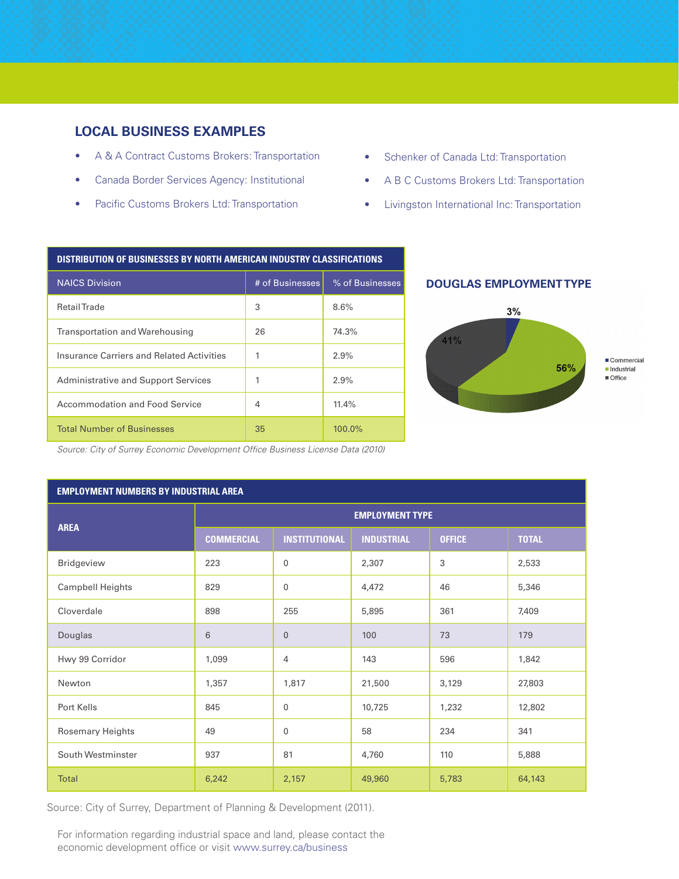## LOCAL BUSINESS EXAMPLES

- A & A Contract Customs Brokers: Transportation
- Canada Border Services Agency: Institutional
- Pacific Customs Brokers Ltd: Transportation
- Schenker of Canada Ltd: Transportation
- A B C Customs Brokers Ltd: Transportation
- Livingston International Inc: Transportation

| DISTRIBUTION OF BUSINESSES BY NORTH AMERICAN INDUSTRY CLASSIFICATIONS | | |
|---|---|---|
| NAICS Division | # of Businesses | % of Businesses |
| Retail Trade | 3 | 8.6% |
| Transportation and Warehousing | 26 | 74.3% |
| Insurance Carriers and Related Activities | 1 | 2.9% |
| Administrative and Support Services | 1 | 2.9% |
| Accommodation and Food Service | 4 | 11.4% |
| Total Number of Businesses | 35 | 100.0% |

*Source: City of Surrey Economic Development Office Business License Data (2010)*

### DOUGLAS EMPLOYMENT TYPE

- Commercial: 3%
- Industrial: 56%
- Office: 41%

| EMPLOYMENT NUMBERS BY INDUSTRIAL AREA | | | | | |
|---|---|---|---|---|---|
| AREA | EMPLOYMENT TYPE | | | | |
| | COMMERCIAL | INSTITUTIONAL | INDUSTRIAL | OFFICE | TOTAL |
| Bridgeview | 223 | 0 | 2,307 | 3 | 2,533 |
| Campbell Heights | 829 | 0 | 4,472 | 46 | 5,346 |
| Cloverdale | 898 | 255 | 5,895 | 361 | 7,409 |
| Douglas | 6 | 0 | 100 | 73 | 179 |
| Hwy 99 Corridor | 1,099 | 4 | 143 | 596 | 1,842 |
| Newton | 1,357 | 1,817 | 21,500 | 3,129 | 27,803 |
| Port Kells | 845 | 0 | 10,725 | 1,232 | 12,802 |
| Rosemary Heights | 49 | 0 | 58 | 234 | 341 |
| South Westminster | 937 | 81 | 4,760 | 110 | 5,888 |
| Total | 6,242 | 2,157 | 49,960 | 5,783 | 64,143 |

Source: City of Surrey, Department of Planning & Development (2011).

For information regarding industrial space and land, please contact the economic development office or visit www.surrey.ca/business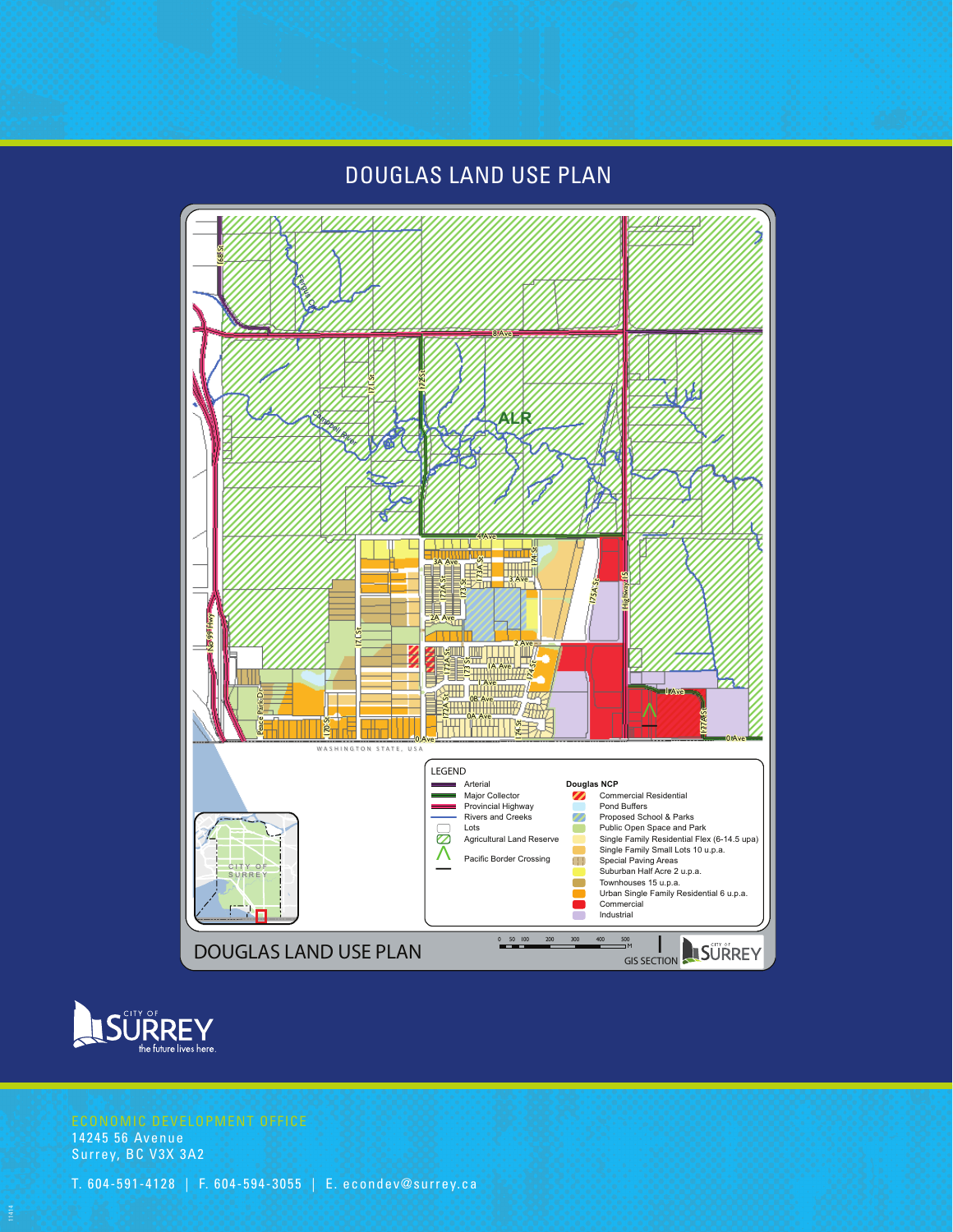# DOUGLAS LAND USE PLAN

8 Ave

ALR

168 St

Fergus Cr

Campbell River

171 St

172 St

4 Ave

3A Ave

3 Ave

2A Ave

2 Ave

1A Ave

1 Ave

0B Ave

0A Ave

0 Ave

172A St

173 St

173A St

174 St

175A St

Highway 15

177A St

No. 99 Hwy

Peace Park Dr

170 St

171 St

174 St

WASHINGTON STATE, USA

LEGEND

- Arterial
- Major Collector
- Provincial Highway
- Rivers and Creeks
- Lots
- Agricultural Land Reserve
- Pacific Border Crossing

**Douglas NCP**

- Commercial Residential
- Pond Buffers
- Proposed School & Parks
- Public Open Space and Park
- Single Family Residential Flex (6-14.5 upa)
- Single Family Small Lots 10 u.p.a.
- Special Paving Areas
- Suburban Half Acre 2 u.p.a.
- Townhouses 15 u.p.a.
- Urban Single Family Residential 6 u.p.a.
- Commercial
- Industrial

CITY OF SURREY

DOUGLAS LAND USE PLAN

0 50 100 200 300 400 500 M

GIS SECTION

CITY OF SURREY

CITY OF SURREY the future lives here.

ECONOMIC DEVELOPMENT OFFICE
14245 56 Avenue
Surrey, BC V3X 3A2

T. 604-591-4128 | F. 604-594-3055 | E. econdev@surrey.ca